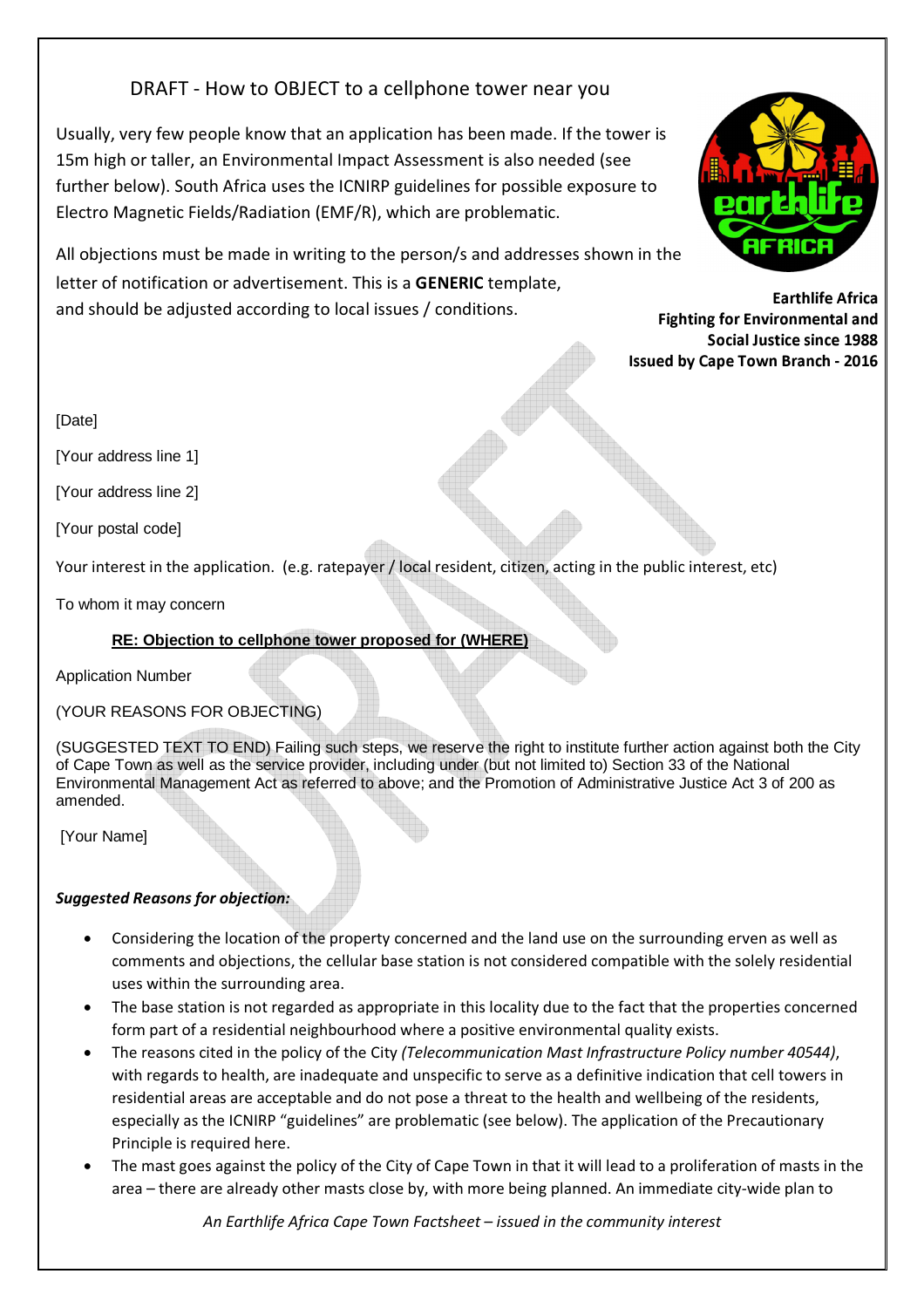# DRAFT - How to OBJECT to a cellphone tower near you

Usually, very few people know that an application has been made. If the tower is 15m high or taller, an Environmental Impact Assessment is also needed (see further below). South Africa uses the ICNIRP guidelines for possible exposure to Electro Magnetic Fields/Radiation (EMF/R), which are problematic.

All objections must be made in writing to the person/s and addresses shown in the letter of notification or advertisement. This is a **GENERIC** template, and should be adjusted according to local issues / conditions.

**Earthlife Africa**
**Fighting for Environmental and Social Justice since 1988**
**Issued by Cape Town Branch - 2016**

[Date]

[Your address line 1]

[Your address line 2]

[Your postal code]

Your interest in the application. (e.g. ratepayer / local resident, citizen, acting in the public interest, etc)

To whom it may concern

**RE: Objection to cellphone tower proposed for (WHERE)**

Application Number

(YOUR REASONS FOR OBJECTING)

(SUGGESTED TEXT TO END) Failing such steps, we reserve the right to institute further action against both the City of Cape Town as well as the service provider, including under (but not limited to) Section 33 of the National Environmental Management Act as referred to above; and the Promotion of Administrative Justice Act 3 of 200 as amended.

[Your Name]

***Suggested Reasons for objection:***

- Considering the location of the property concerned and the land use on the surrounding erven as well as comments and objections, the cellular base station is not considered compatible with the solely residential uses within the surrounding area.
- The base station is not regarded as appropriate in this locality due to the fact that the properties concerned form part of a residential neighbourhood where a positive environmental quality exists.
- The reasons cited in the policy of the City *(Telecommunication Mast Infrastructure Policy number 40544)*, with regards to health, are inadequate and unspecific to serve as a definitive indication that cell towers in residential areas are acceptable and do not pose a threat to the health and wellbeing of the residents, especially as the ICNIRP "guidelines" are problematic (see below). The application of the Precautionary Principle is required here.
- The mast goes against the policy of the City of Cape Town in that it will lead to a proliferation of masts in the area – there are already other masts close by, with more being planned. An immediate city-wide plan to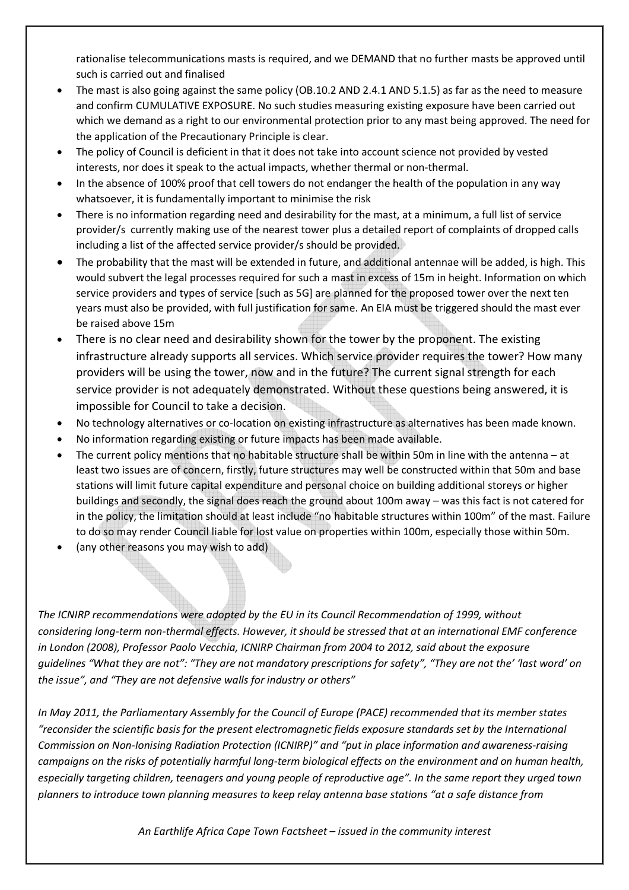rationalise telecommunications masts is required, and we DEMAND that no further masts be approved until such is carried out and finalised

- The mast is also going against the same policy (OB.10.2 AND 2.4.1 AND 5.1.5) as far as the need to measure and confirm CUMULATIVE EXPOSURE. No such studies measuring existing exposure have been carried out which we demand as a right to our environmental protection prior to any mast being approved. The need for the application of the Precautionary Principle is clear.
- The policy of Council is deficient in that it does not take into account science not provided by vested interests, nor does it speak to the actual impacts, whether thermal or non-thermal.
- In the absence of 100% proof that cell towers do not endanger the health of the population in any way whatsoever, it is fundamentally important to minimise the risk
- There is no information regarding need and desirability for the mast, at a minimum, a full list of service provider/s currently making use of the nearest tower plus a detailed report of complaints of dropped calls including a list of the affected service provider/s should be provided.
- The probability that the mast will be extended in future, and additional antennae will be added, is high. This would subvert the legal processes required for such a mast in excess of 15m in height. Information on which service providers and types of service [such as 5G] are planned for the proposed tower over the next ten years must also be provided, with full justification for same. An EIA must be triggered should the mast ever be raised above 15m
- There is no clear need and desirability shown for the tower by the proponent. The existing infrastructure already supports all services. Which service provider requires the tower? How many providers will be using the tower, now and in the future? The current signal strength for each service provider is not adequately demonstrated. Without these questions being answered, it is impossible for Council to take a decision.
- No technology alternatives or co-location on existing infrastructure as alternatives has been made known.
- No information regarding existing or future impacts has been made available.
- The current policy mentions that no habitable structure shall be within 50m in line with the antenna – at least two issues are of concern, firstly, future structures may well be constructed within that 50m and base stations will limit future capital expenditure and personal choice on building additional storeys or higher buildings and secondly, the signal does reach the ground about 100m away – was this fact is not catered for in the policy, the limitation should at least include "no habitable structures within 100m" of the mast. Failure to do so may render Council liable for lost value on properties within 100m, especially those within 50m.
- (any other reasons you may wish to add)

*The ICNIRP recommendations were adopted by the EU in its Council Recommendation of 1999, without considering long-term non-thermal effects. However, it should be stressed that at an international EMF conference in London (2008), Professor Paolo Vecchia, ICNIRP Chairman from 2004 to 2012, said about the exposure guidelines "What they are not": "They are not mandatory prescriptions for safety", "They are not the' 'last word' on the issue", and "They are not defensive walls for industry or others"*

*In May 2011, the Parliamentary Assembly for the Council of Europe (PACE) recommended that its member states "reconsider the scientific basis for the present electromagnetic fields exposure standards set by the International Commission on Non-Ionising Radiation Protection (ICNIRP)" and "put in place information and awareness-raising campaigns on the risks of potentially harmful long-term biological effects on the environment and on human health, especially targeting children, teenagers and young people of reproductive age". In the same report they urged town planners to introduce town planning measures to keep relay antenna base stations "at a safe distance from*

*An Earthlife Africa Cape Town Factsheet – issued in the community interest*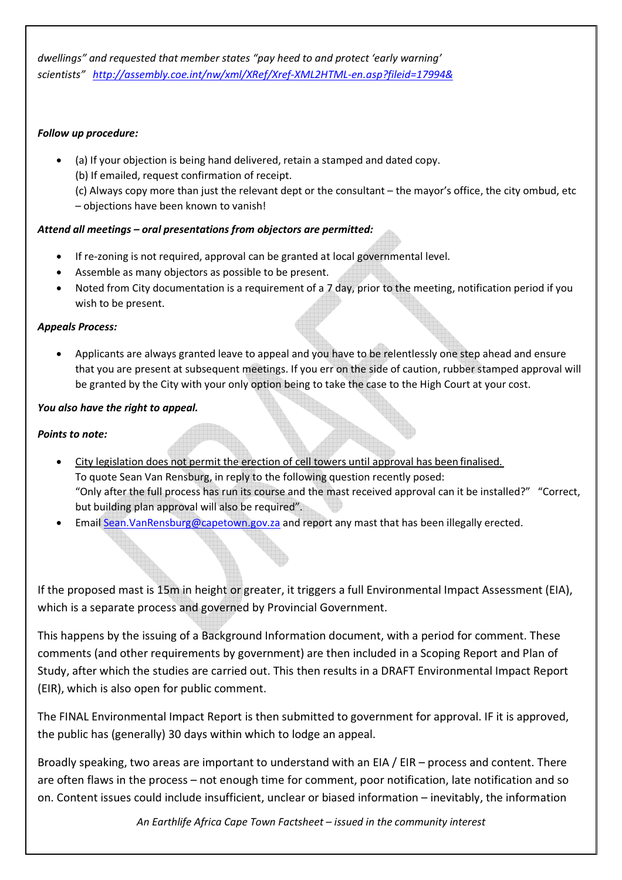*dwellings" and requested that member states "pay heed to and protect 'early warning' scientists"* [http://assembly.coe.int/nw/xml/XRef/Xref-XML2HTML-en.asp?fileid=17994&](http://assembly.coe.int/nw/xml/XRef/Xref-XML2HTML-en.asp?fileid=17994&)

***Follow up procedure:***

- (a) If your objection is being hand delivered, retain a stamped and dated copy.
  (b) If emailed, request confirmation of receipt.
  (c) Always copy more than just the relevant dept or the consultant – the mayor's office, the city ombud, etc – objections have been known to vanish!

***Attend all meetings – oral presentations from objectors are permitted:***

- If re-zoning is not required, approval can be granted at local governmental level.
- Assemble as many objectors as possible to be present.
- Noted from City documentation is a requirement of a 7 day, prior to the meeting, notification period if you wish to be present.

***Appeals Process:***

- Applicants are always granted leave to appeal and you have to be relentlessly one step ahead and ensure that you are present at subsequent meetings. If you err on the side of caution, rubber stamped approval will be granted by the City with your only option being to take the case to the High Court at your cost.

***You also have the right to appeal.***

***Points to note:***

- <u>City legislation does not permit the erection of cell towers until approval has been finalised.</u>
  To quote Sean Van Rensburg, in reply to the following question recently posed:
  "Only after the full process has run its course and the mast received approval can it be installed?" "Correct, but building plan approval will also be required".
- Email [Sean.VanRensburg@capetown.gov.za](mailto:Sean.VanRensburg@capetown.gov.za) and report any mast that has been illegally erected.

If the proposed mast is 15m in height or greater, it triggers a full Environmental Impact Assessment (EIA), which is a separate process and governed by Provincial Government.

This happens by the issuing of a Background Information document, with a period for comment. These comments (and other requirements by government) are then included in a Scoping Report and Plan of Study, after which the studies are carried out. This then results in a DRAFT Environmental Impact Report (EIR), which is also open for public comment.

The FINAL Environmental Impact Report is then submitted to government for approval. IF it is approved, the public has (generally) 30 days within which to lodge an appeal.

Broadly speaking, two areas are important to understand with an EIA / EIR – process and content. There are often flaws in the process – not enough time for comment, poor notification, late notification and so on. Content issues could include insufficient, unclear or biased information – inevitably, the information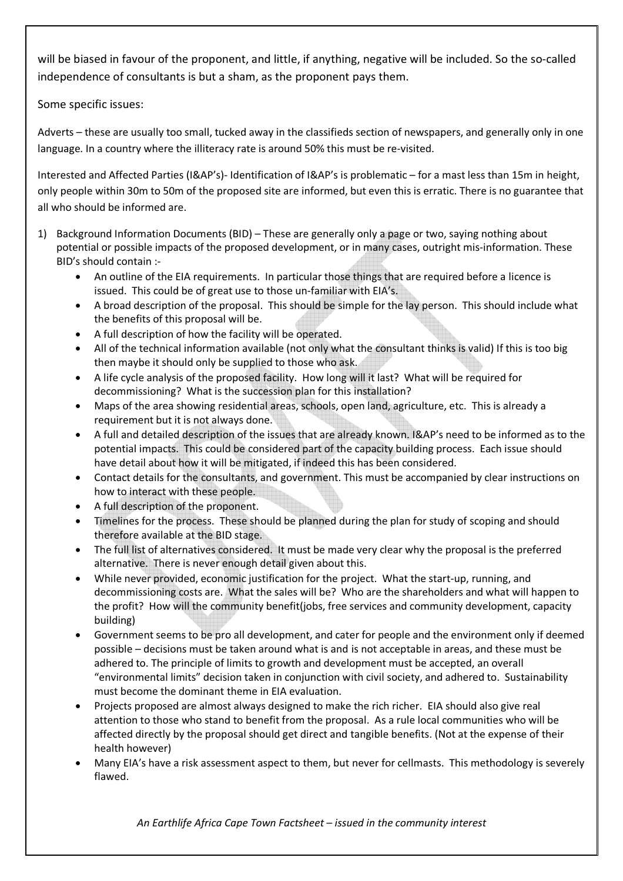will be biased in favour of the proponent, and little, if anything, negative will be included. So the so-called independence of consultants is but a sham, as the proponent pays them.

Some specific issues:

Adverts – these are usually too small, tucked away in the classifieds section of newspapers, and generally only in one language. In a country where the illiteracy rate is around 50% this must be re-visited.

Interested and Affected Parties (I&AP's)- Identification of I&AP's is problematic – for a mast less than 15m in height, only people within 30m to 50m of the proposed site are informed, but even this is erratic. There is no guarantee that all who should be informed are.

1) Background Information Documents (BID) – These are generally only a page or two, saying nothing about potential or possible impacts of the proposed development, or in many cases, outright mis-information. These BID's should contain :-
   - An outline of the EIA requirements. In particular those things that are required before a licence is issued. This could be of great use to those un-familiar with EIA's.
   - A broad description of the proposal. This should be simple for the lay person. This should include what the benefits of this proposal will be.
   - A full description of how the facility will be operated.
   - All of the technical information available (not only what the consultant thinks is valid) If this is too big then maybe it should only be supplied to those who ask.
   - A life cycle analysis of the proposed facility. How long will it last? What will be required for decommissioning? What is the succession plan for this installation?
   - Maps of the area showing residential areas, schools, open land, agriculture, etc. This is already a requirement but it is not always done.
   - A full and detailed description of the issues that are already known. I&AP's need to be informed as to the potential impacts. This could be considered part of the capacity building process. Each issue should have detail about how it will be mitigated, if indeed this has been considered.
   - Contact details for the consultants, and government. This must be accompanied by clear instructions on how to interact with these people.
   - A full description of the proponent.
   - Timelines for the process. These should be planned during the plan for study of scoping and should therefore available at the BID stage.
   - The full list of alternatives considered. It must be made very clear why the proposal is the preferred alternative. There is never enough detail given about this.
   - While never provided, economic justification for the project. What the start-up, running, and decommissioning costs are. What the sales will be? Who are the shareholders and what will happen to the profit? How will the community benefit(jobs, free services and community development, capacity building)
   - Government seems to be pro all development, and cater for people and the environment only if deemed possible – decisions must be taken around what is and is not acceptable in areas, and these must be adhered to. The principle of limits to growth and development must be accepted, an overall "environmental limits" decision taken in conjunction with civil society, and adhered to. Sustainability must become the dominant theme in EIA evaluation.
   - Projects proposed are almost always designed to make the rich richer. EIA should also give real attention to those who stand to benefit from the proposal. As a rule local communities who will be affected directly by the proposal should get direct and tangible benefits. (Not at the expense of their health however)
   - Many EIA's have a risk assessment aspect to them, but never for cellmasts. This methodology is severely flawed.

*An Earthlife Africa Cape Town Factsheet – issued in the community interest*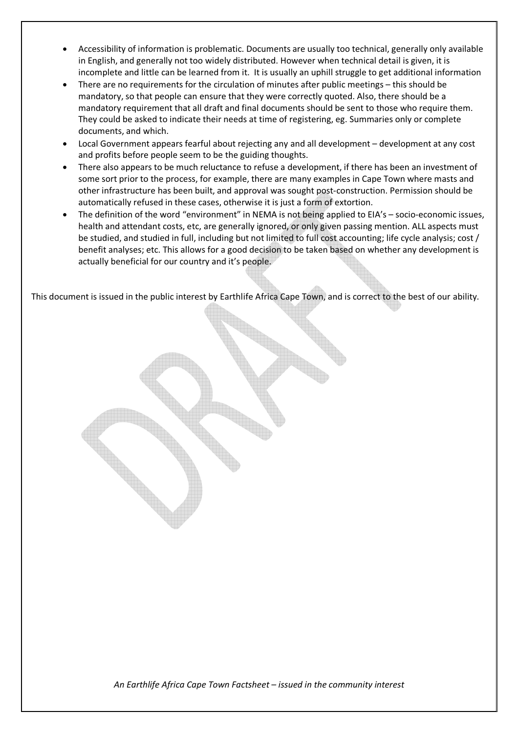- Accessibility of information is problematic. Documents are usually too technical, generally only available in English, and generally not too widely distributed. However when technical detail is given, it is incomplete and little can be learned from it. It is usually an uphill struggle to get additional information
- There are no requirements for the circulation of minutes after public meetings – this should be mandatory, so that people can ensure that they were correctly quoted. Also, there should be a mandatory requirement that all draft and final documents should be sent to those who require them. They could be asked to indicate their needs at time of registering, eg. Summaries only or complete documents, and which.
- Local Government appears fearful about rejecting any and all development – development at any cost and profits before people seem to be the guiding thoughts.
- There also appears to be much reluctance to refuse a development, if there has been an investment of some sort prior to the process, for example, there are many examples in Cape Town where masts and other infrastructure has been built, and approval was sought post-construction. Permission should be automatically refused in these cases, otherwise it is just a form of extortion.
- The definition of the word "environment" in NEMA is not being applied to EIA's – socio-economic issues, health and attendant costs, etc, are generally ignored, or only given passing mention. ALL aspects must be studied, and studied in full, including but not limited to full cost accounting; life cycle analysis; cost / benefit analyses; etc. This allows for a good decision to be taken based on whether any development is actually beneficial for our country and it's people.

This document is issued in the public interest by Earthlife Africa Cape Town, and is correct to the best of our ability.